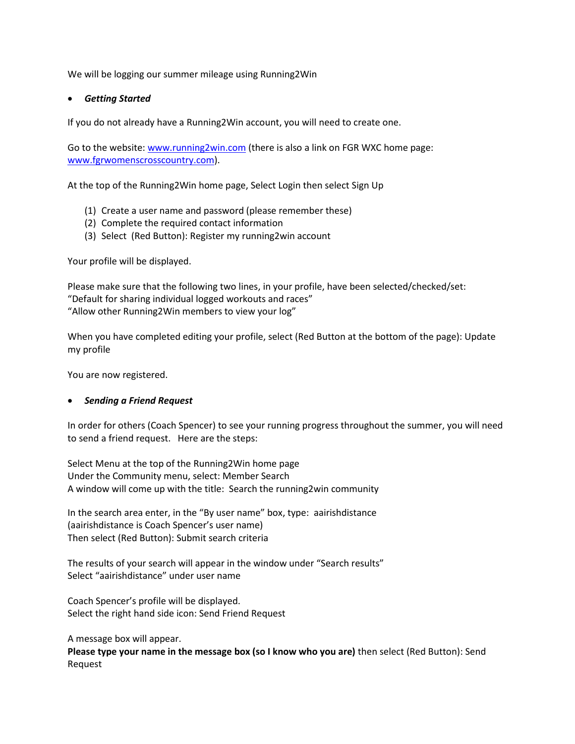We will be logging our summer mileage using Running2Win

- ***Getting Started***

If you do not already have a Running2Win account, you will need to create one.

Go to the website: [www.running2win.com](http://www.running2win.com) (there is also a link on FGR WXC home page: [www.fgrwomenscrosscountry.com](http://www.fgrwomenscrosscountry.com)).

At the top of the Running2Win home page, Select Login then select Sign Up

(1) Create a user name and password (please remember these)
(2) Complete the required contact information
(3) Select (Red Button): Register my running2win account

Your profile will be displayed.

Please make sure that the following two lines, in your profile, have been selected/checked/set:
"Default for sharing individual logged workouts and races"
"Allow other Running2Win members to view your log"

When you have completed editing your profile, select (Red Button at the bottom of the page): Update my profile

You are now registered.

- ***Sending a Friend Request***

In order for others (Coach Spencer) to see your running progress throughout the summer, you will need to send a friend request. Here are the steps:

Select Menu at the top of the Running2Win home page
Under the Community menu, select: Member Search
A window will come up with the title: Search the running2win community

In the search area enter, in the "By user name" box, type: aairishdistance
(aairishdistance is Coach Spencer's user name)
Then select (Red Button): Submit search criteria

The results of your search will appear in the window under "Search results"
Select "aairishdistance" under user name

Coach Spencer's profile will be displayed.
Select the right hand side icon: Send Friend Request

A message box will appear.
**Please type your name in the message box (so I know who you are)** then select (Red Button): Send Request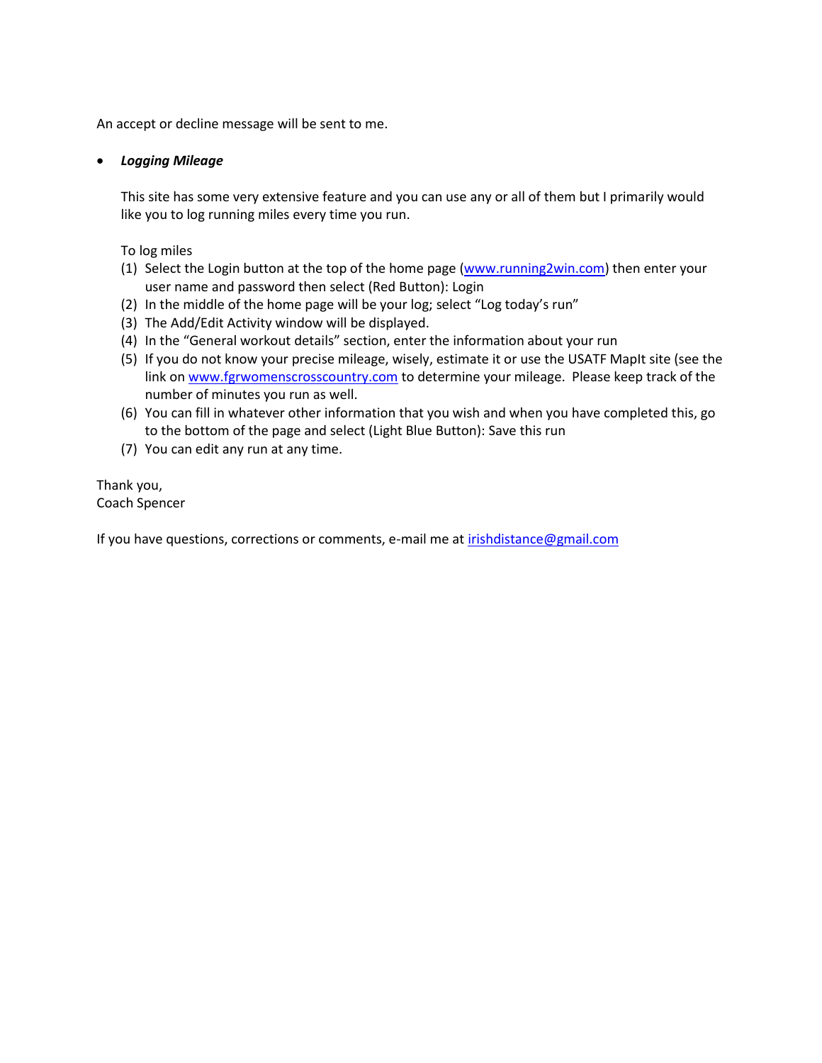An accept or decline message will be sent to me.

- ***Logging Mileage***

  This site has some very extensive feature and you can use any or all of them but I primarily would like you to log running miles every time you run.

  To log miles

  (1) Select the Login button at the top of the home page (www.running2win.com) then enter your user name and password then select (Red Button): Login
  (2) In the middle of the home page will be your log; select "Log today's run"
  (3) The Add/Edit Activity window will be displayed.
  (4) In the "General workout details" section, enter the information about your run
  (5) If you do not know your precise mileage, wisely, estimate it or use the USATF MapIt site (see the link on www.fgrwomenscrosscountry.com to determine your mileage. Please keep track of the number of minutes you run as well.
  (6) You can fill in whatever other information that you wish and when you have completed this, go to the bottom of the page and select (Light Blue Button): Save this run
  (7) You can edit any run at any time.

Thank you,
Coach Spencer

If you have questions, corrections or comments, e-mail me at irishdistance@gmail.com